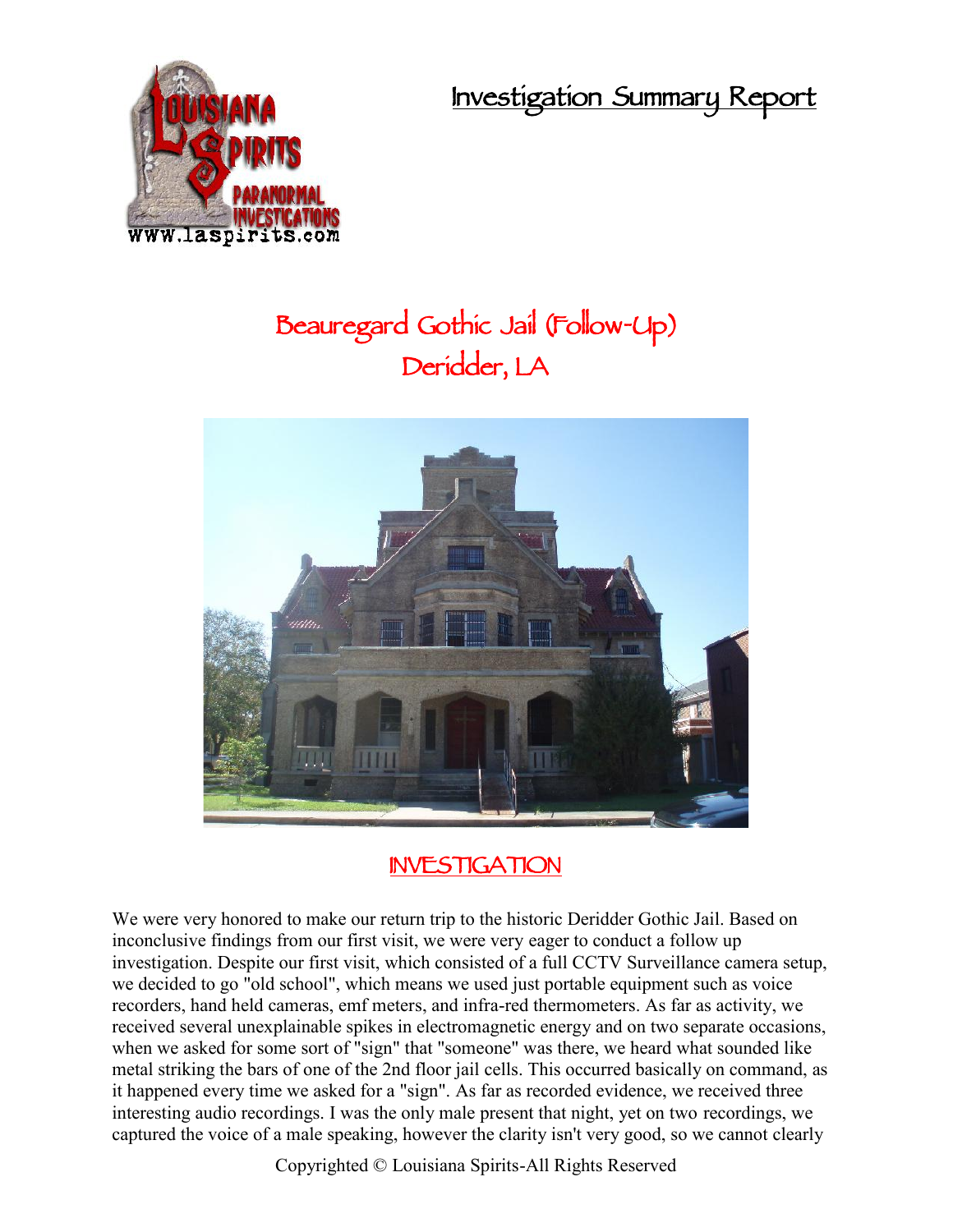# Investigation Summary Report

## Beauregard Gothic Jail (Follow-Up)
## Deridder, LA

### INVESTIGATION

We were very honored to make our return trip to the historic Deridder Gothic Jail. Based on inconclusive findings from our first visit, we were very eager to conduct a follow up investigation. Despite our first visit, which consisted of a full CCTV Surveillance camera setup, we decided to go "old school", which means we used just portable equipment such as voice recorders, hand held cameras, emf meters, and infra-red thermometers. As far as activity, we received several unexplainable spikes in electromagnetic energy and on two separate occasions, when we asked for some sort of "sign" that "someone" was there, we heard what sounded like metal striking the bars of one of the 2nd floor jail cells. This occurred basically on command, as it happened every time we asked for a "sign". As far as recorded evidence, we received three interesting audio recordings. I was the only male present that night, yet on two recordings, we captured the voice of a male speaking, however the clarity isn't very good, so we cannot clearly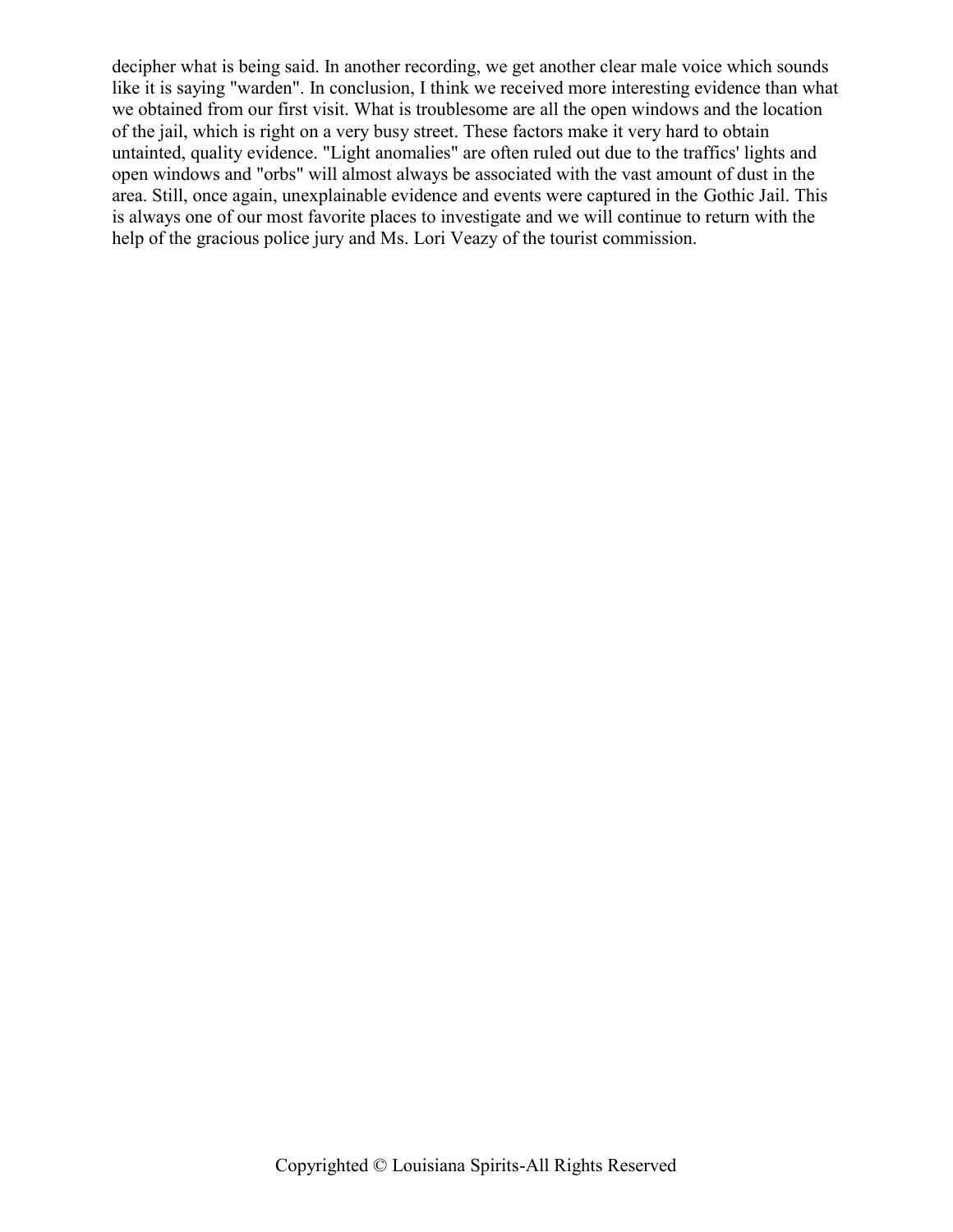decipher what is being said. In another recording, we get another clear male voice which sounds like it is saying "warden". In conclusion, I think we received more interesting evidence than what we obtained from our first visit. What is troublesome are all the open windows and the location of the jail, which is right on a very busy street. These factors make it very hard to obtain untainted, quality evidence. "Light anomalies" are often ruled out due to the traffics' lights and open windows and "orbs" will almost always be associated with the vast amount of dust in the area. Still, once again, unexplainable evidence and events were captured in the Gothic Jail. This is always one of our most favorite places to investigate and we will continue to return with the help of the gracious police jury and Ms. Lori Veazy of the tourist commission.

Copyrighted © Louisiana Spirits-All Rights Reserved